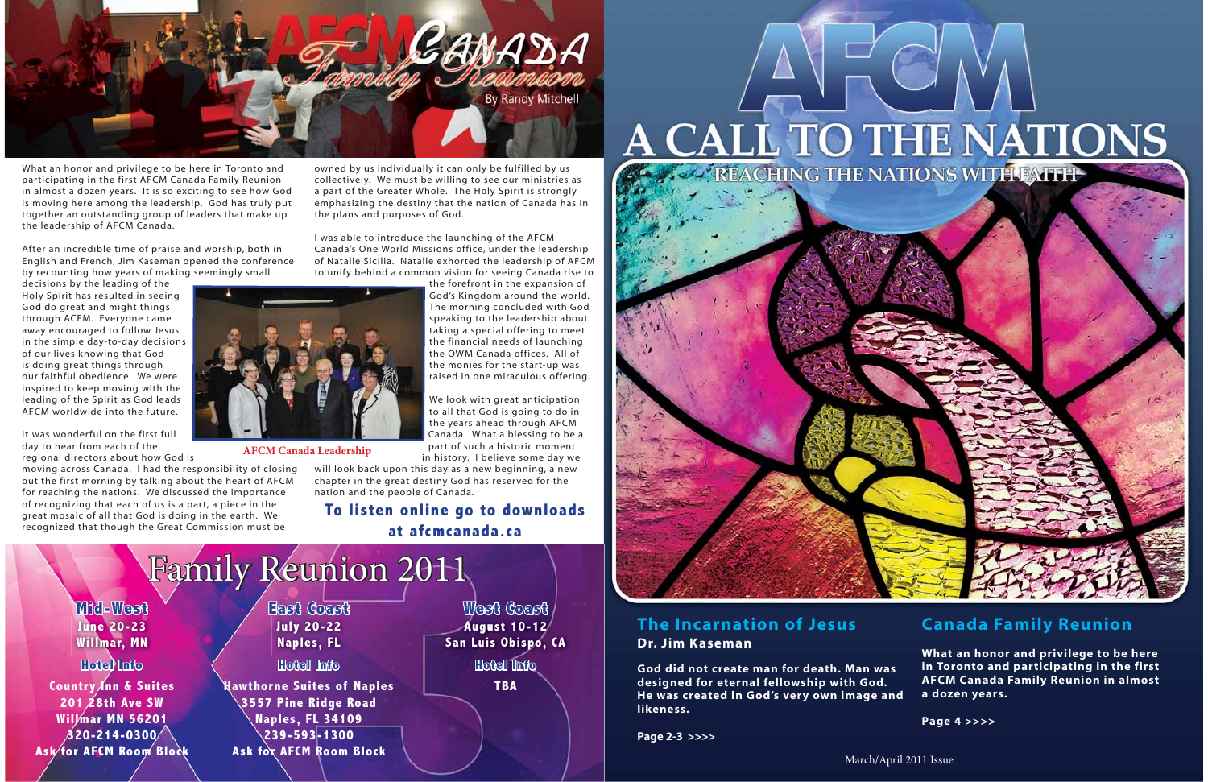# AFCM Canada Family Reunion

By Randy Mitchell

What an honor and privilege to be here in Toronto and participating in the first AFCM Canada Family Reunion in almost a dozen years. It is so exciting to see how God is moving here among the leadership. God has truly put together an outstanding group of leaders that make up the leadership of AFCM Canada.

After an incredible time of praise and worship, both in English and French, Jim Kaseman opened the conference by recounting how years of making seemingly small decisions by the leading of the Holy Spirit has resulted in seeing God do great and might things through ACFM. Everyone came away encouraged to follow Jesus in the simple day-to-day decisions of our lives knowing that God is doing great things through our faithful obedience. We were inspired to keep moving with the leading of the Spirit as God leads AFCM worldwide into the future.

It was wonderful on the first full day to hear from each of the regional directors about how God is moving across Canada. I had the responsibility of closing out the first morning by talking about the heart of AFCM for reaching the nations. We discussed the importance of recognizing that each of us is a part, a piece in the great mosaic of all that God is doing in the earth. We recognized that though the Great Commission must be owned by us individually it can only be fulfilled by us collectively. We must be willing to see our ministries as a part of the Greater Whole. The Holy Spirit is strongly emphasizing the destiny that the nation of Canada has in the plans and purposes of God.

I was able to introduce the launching of the AFCM Canada's One World Missions office, under the leadership of Natalie Sicilia. Natalie exhorted the leadership of AFCM to unify behind a common vision for seeing Canada rise to the forefront in the expansion of God's Kingdom around the world. The morning concluded with God speaking to the leadership about taking a special offering to meet the financial needs of launching the OWM Canada offices. All of the monies for the start-up was raised in one miraculous offering.

AFCM Canada Leadership

We look with great anticipation to all that God is going to do in the years ahead through AFCM Canada. What a blessing to be a part of such a historic moment in history. I believe some day we will look back upon this day as a new beginning, a new chapter in the great destiny God has reserved for the nation and the people of Canada.

**To listen online go to downloads at afcmcanada.ca**

## Family Reunion 2011

**Mid-West**
June 20-23
Willmar, MN

**Hotel Info**
Country Inn & Suites
201 28th Ave SW
Willmar MN 56201
320-214-0300
Ask for AFCM Room Block

**East Coast**
July 20-22
Naples, FL

**Hotel Info**
Hawthorne Suites of Naples
3557 Pine Ridge Road
Naples, FL 34109
239-593-1300
Ask for AFCM Room Block

**West Coast**
August 10-12
San Luis Obispo, CA

**Hotel Info**
TBA

# AFCM
# A CALL TO THE NATIONS
REACHING THE NATIONS WITH FAITH

## The Incarnation of Jesus

**Dr. Jim Kaseman**

**God did not create man for death. Man was designed for eternal fellowship with God. He was created in God's very own image and likeness.**

**Page 2-3 >>>>**

## Canada Family Reunion

**What an honor and privilege to be here in Toronto and participating in the first AFCM Canada Family Reunion in almost a dozen years.**

**Page 4 >>>>**

March/April 2011 Issue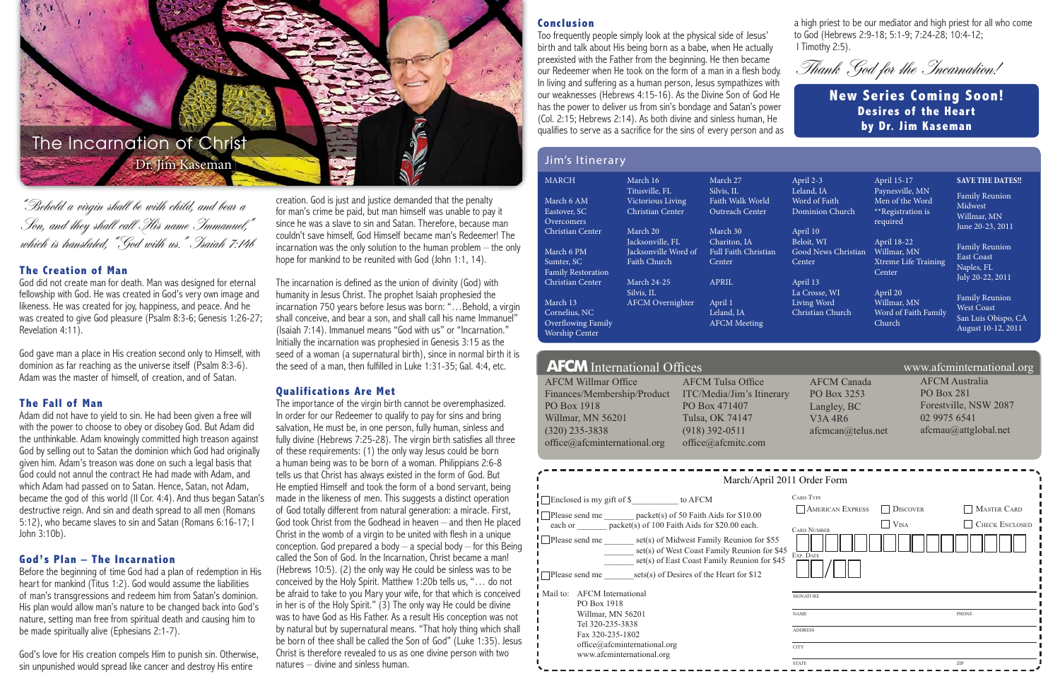# The Incarnation of Christ

Dr. Jim Kaseman

*"Behold a virgin shall be with child, and bear a Son, and they shall call His name Immanuel," which is translated, "God with us." Isaiah 7:14b*

### The Creation of Man

God did not create man for death. Man was designed for eternal fellowship with God. He was created in God's very own image and likeness. He was created for joy, happiness, and peace. And he was created to give God pleasure (Psalm 8:3-6; Genesis 1:26-27; Revelation 4:11).

God gave man a place in His creation second only to Himself, with dominion as far reaching as the universe itself (Psalm 8:3-6). Adam was the master of himself, of creation, and of Satan.

### The Fall of Man

Adam did not have to yield to sin. He had been given a free will with the power to choose to obey or disobey God. But Adam did the unthinkable. Adam knowingly committed high treason against God by selling out to Satan the dominion which God had originally given him. Adam's treason was done on such a legal basis that God could not annul the contract He had made with Adam, and which Adam had passed on to Satan. Hence, Satan, not Adam, became the god of this world (II Cor. 4:4). And thus began Satan's destructive reign. And sin and death spread to all men (Romans 5:12), who became slaves to sin and Satan (Romans 6:16-17; I John 3:10b).

### God's Plan – The Incarnation

Before the beginning of time God had a plan of redemption in His heart for mankind (Titus 1:2). God would assume the liabilities of man's transgressions and redeem him from Satan's dominion. His plan would allow man's nature to be changed back into God's nature, setting man free from spiritual death and causing him to be made spiritually alive (Ephesians 2:1-7).

God's love for His creation compels Him to punish sin. Otherwise, sin unpunished would spread like cancer and destroy His entire creation. God is just and justice demanded that the penalty for man's crime be paid, but man himself was unable to pay it since he was a slave to sin and Satan. Therefore, because man couldn't save himself, God Himself became man's Redeemer! The incarnation was the only solution to the human problem – the only hope for mankind to be reunited with God (John 1:1, 14).

The incarnation is defined as the union of divinity (God) with humanity in Jesus Christ. The prophet Isaiah prophesied the incarnation 750 years before Jesus was born: "…Behold, a virgin shall conceive, and bear a son, and shall call his name Immanuel" (Isaiah 7:14). Immanuel means "God with us" or "Incarnation." Initially the incarnation was prophesied in Genesis 3:15 as the seed of a woman (a supernatural birth), since in normal birth it is the seed of a man, then fulfilled in Luke 1:31-35; Gal. 4:4, etc.

### Qualifications Are Met

The importance of the virgin birth cannot be overemphasized. In order for our Redeemer to qualify to pay for sins and bring salvation, He must be, in one person, fully human, sinless and fully divine (Hebrews 7:25-28). The virgin birth satisfies all three of these requirements: (1) the only way Jesus could be born a human being was to be born of a woman. Philippians 2:6-8 tells us that Christ has always existed in the form of God. But He emptied Himself and took the form of a bond servant, being made in the likeness of men. This suggests a distinct operation of God totally different from natural generation: a miracle. First, God took Christ from the Godhead in heaven – and then He placed Christ in the womb of a virgin to be united with flesh in a unique conception. God prepared a body – a special body – for this Being called the Son of God. In the Incarnation, Christ became a man! (Hebrews 10:5). (2) the only way He could be sinless was to be conceived by the Holy Spirit. Matthew 1:20b tells us, "… do not be afraid to take to you Mary your wife, for that which is conceived in her is of the Holy Spirit." (3) The only way He could be divine was to have God as His Father. As a result His conception was not by natural but by supernatural means. "That holy thing which shall be born of thee shall be called the Son of God" (Luke 1:35). Jesus Christ is therefore revealed to us as one divine person with two natures – divine and sinless human.

### Conclusion

Too frequently people simply look at the physical side of Jesus' birth and talk about His being born as a babe, when He actually preexisted with the Father from the beginning. He then became our Redeemer when He took on the form of a man in a flesh body. In living and suffering as a human person, Jesus sympathizes with our weaknesses (Hebrews 4:15-16). As the Divine Son of God He has the power to deliver us from sin's bondage and Satan's power (Col. 2:15; Hebrews 2:14). As both divine and sinless human, He qualifies to serve as a sacrifice for the sins of every person and as a high priest to be our mediator and high priest for all who come to God (Hebrews 2:9-18; 5:1-9; 7:24-28; 10:4-12; I Timothy 2:5).

*Thank God for the Incarnation!*

**New Series Coming Soon!**
**Desires of the Heart**
**by Dr. Jim Kaseman**

## Jim's Itinerary

**MARCH**

March 6 AM — Eastover, SC — Overcomers Christian Center

March 6 PM — Sumter, SC — Family Restoration Christian Center

March 13 — Cornelius, NC — Overflowing Family Worship Center

March 16 — Titusville, FL — Victorious Living Christian Center

March 20 — Jacksonville, FL — Jacksonville Word of Faith Church

March 24-25 — Silvis, IL — AFCM Overnighter

March 27 — Silvis, IL — Faith Walk World Outreach Center

March 30 — Chariton, IA — Full Faith Christian Center

**APRIL**

April 1 — Leland, IA — AFCM Meeting

April 2-3 — Leland, IA — Word of Faith Dominion Church

April 10 — Beloit, WI — Good News Christian Center

April 13 — La Crosse, WI — Living Word Christian Church

April 15-17 — Paynesville, MN — Men of the Word — **Registration is required

April 18-22 — Willmar, MN — Xtreme Life Training Center

April 20 — Willmar, MN — Word of Faith Family Church

**SAVE THE DATES!!**

Family Reunion Midwest — Willmar, MN — June 20-23, 2011

Family Reunion East Coast — Naples, FL — July 20-22, 2011

Family Reunion West Coast — San Luis Obispo, CA — August 10-12, 2011

## AFCM International Offices

www.afcminternational.org

**AFCM Willmar Office**
Finances/Membership/Product
PO Box 1918
Willmar, MN 56201
(320) 235-3838
office@afcminternational.org

**AFCM Tulsa Office**
ITC/Media/Jim's Itinerary
PO Box 471407
Tulsa, OK 74147
(918) 392-0511
office@afcmitc.com

**AFCM Canada**
PO Box 3253
Langley, BC
V3A 4R6
afcmcan@telus.net

**AFCM Australia**
PO Box 281
Forestville, NSW 2087
02 9975 6541
afcmau@attglobal.net

## March/April 2011 Order Form

☐ Enclosed is my gift of $__________ to AFCM

☐ Please send me _______ packet(s) of 50 Faith Aids for $10.00 each or _______ packet(s) of 100 Faith Aids for $20.00 each.

☐ Please send me _______ set(s) of Midwest Family Reunion for $55
_______ set(s) of West Coast Family Reunion for $45
_______ set(s) of East Coast Family Reunion for $45

☐ Please send me _______ sets(s) of Desires of the Heart for $12

Mail to: AFCM International
PO Box 1918
Willmar, MN 56201
Tel 320-235-3838
Fax 320-235-1802
office@afcminternational.org
www.afcminternational.org

Card Type
☐ American Express ☐ Discover ☐ Master Card
☐ Visa ☐ Check Enclosed

Card Number

Exp. Date ___ / ___

Signature

Name — Phone

Address

City

State — Zip